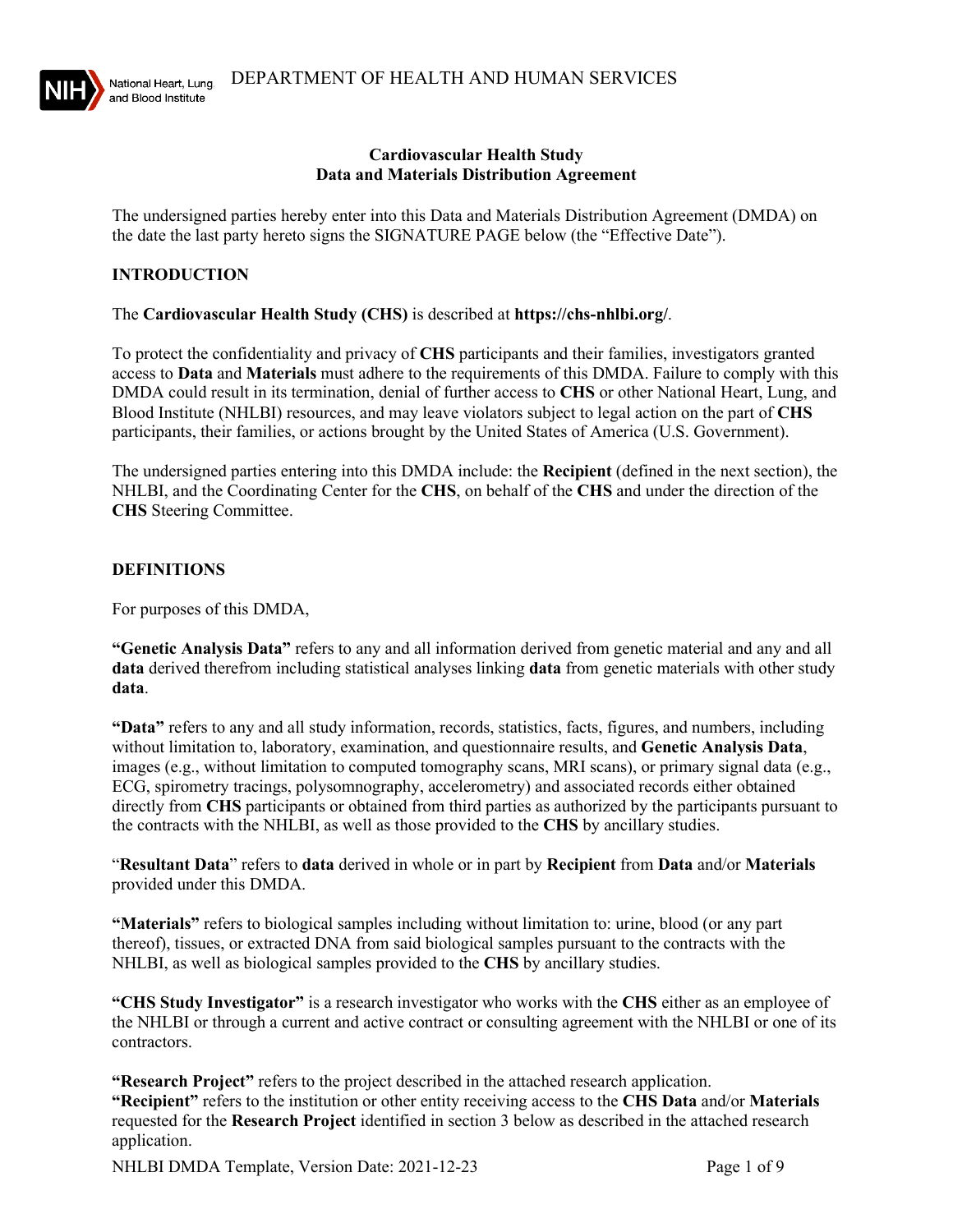DEPARTMENT OF HEALTH AND HUMAN SERVICES

# Cardiovascular Health Study
# Data and Materials Distribution Agreement

The undersigned parties hereby enter into this Data and Materials Distribution Agreement (DMDA) on the date the last party hereto signs the SIGNATURE PAGE below (the "Effective Date").

## INTRODUCTION

The **Cardiovascular Health Study (CHS)** is described at **https://chs-nhlbi.org/**.

To protect the confidentiality and privacy of **CHS** participants and their families, investigators granted access to **Data** and **Materials** must adhere to the requirements of this DMDA. Failure to comply with this DMDA could result in its termination, denial of further access to **CHS** or other National Heart, Lung, and Blood Institute (NHLBI) resources, and may leave violators subject to legal action on the part of **CHS** participants, their families, or actions brought by the United States of America (U.S. Government).

The undersigned parties entering into this DMDA include: the **Recipient** (defined in the next section), the NHLBI, and the Coordinating Center for the **CHS**, on behalf of the **CHS** and under the direction of the **CHS** Steering Committee.

## DEFINITIONS

For purposes of this DMDA,

**"Genetic Analysis Data"** refers to any and all information derived from genetic material and any and all **data** derived therefrom including statistical analyses linking **data** from genetic materials with other study **data**.

**"Data"** refers to any and all study information, records, statistics, facts, figures, and numbers, including without limitation to, laboratory, examination, and questionnaire results, and **Genetic Analysis Data**, images (e.g., without limitation to computed tomography scans, MRI scans), or primary signal data (e.g., ECG, spirometry tracings, polysomnography, accelerometry) and associated records either obtained directly from **CHS** participants or obtained from third parties as authorized by the participants pursuant to the contracts with the NHLBI, as well as those provided to the **CHS** by ancillary studies.

"**Resultant Data**" refers to **data** derived in whole or in part by **Recipient** from **Data** and/or **Materials** provided under this DMDA.

**"Materials"** refers to biological samples including without limitation to: urine, blood (or any part thereof), tissues, or extracted DNA from said biological samples pursuant to the contracts with the NHLBI, as well as biological samples provided to the **CHS** by ancillary studies.

**"CHS Study Investigator"** is a research investigator who works with the **CHS** either as an employee of the NHLBI or through a current and active contract or consulting agreement with the NHLBI or one of its contractors.

**"Research Project"** refers to the project described in the attached research application.
**"Recipient"** refers to the institution or other entity receiving access to the **CHS Data** and/or **Materials** requested for the **Research Project** identified in section 3 below as described in the attached research application.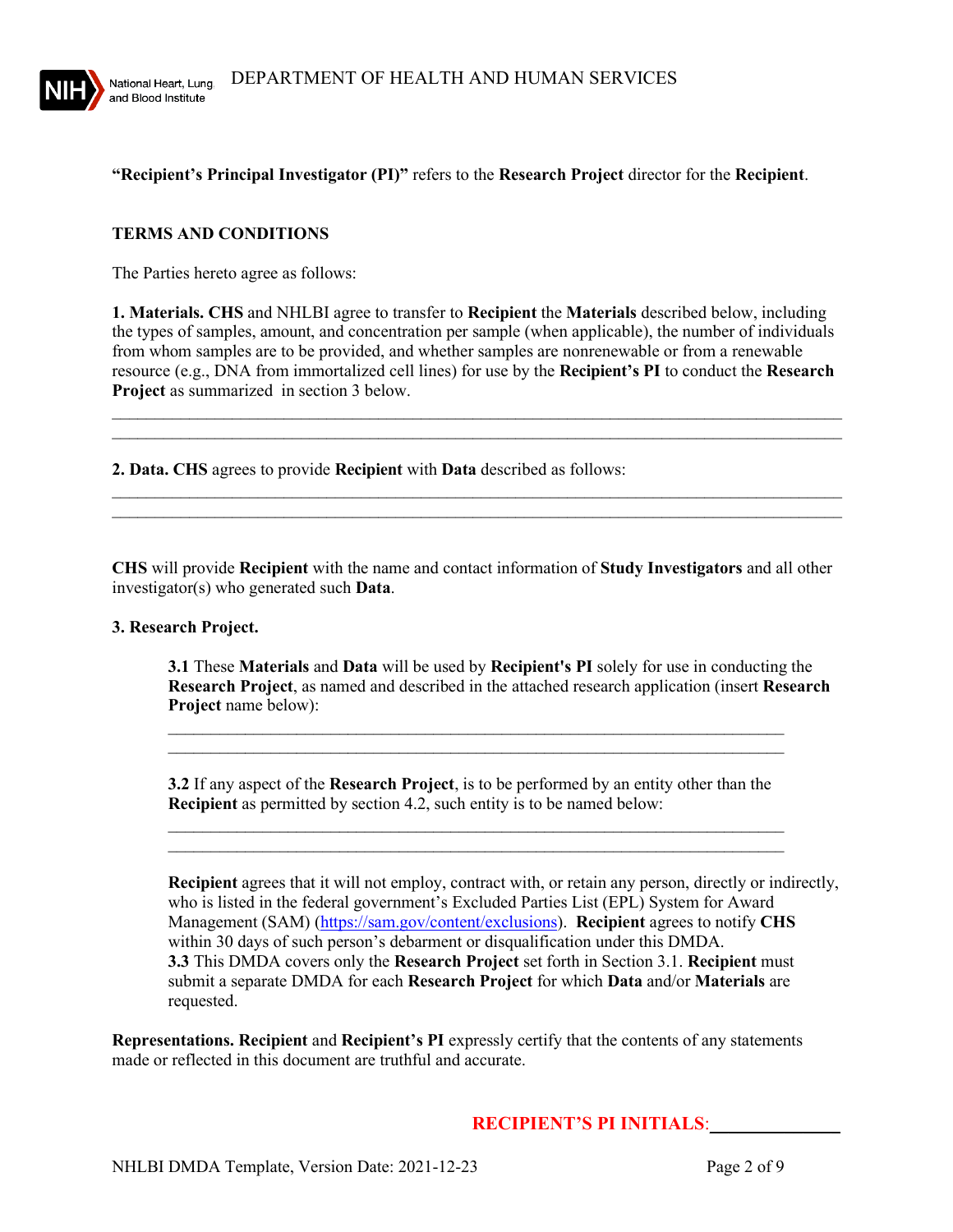**"Recipient's Principal Investigator (PI)"** refers to the **Research Project** director for the **Recipient**.

## TERMS AND CONDITIONS

The Parties hereto agree as follows:

**1. Materials. CHS** and NHLBI agree to transfer to **Recipient** the **Materials** described below, including the types of samples, amount, and concentration per sample (when applicable), the number of individuals from whom samples are to be provided, and whether samples are nonrenewable or from a renewable resource (e.g., DNA from immortalized cell lines) for use by the **Recipient's PI** to conduct the **Research Project** as summarized in section 3 below.

\_\_\_\_\_\_\_\_\_\_\_\_\_\_\_\_\_\_\_\_\_\_\_\_\_\_\_\_\_\_\_\_\_\_\_\_\_\_\_\_\_\_\_\_\_\_\_\_\_\_\_\_\_\_\_\_\_\_\_\_\_\_\_\_\_\_\_\_\_\_\_\_\_\_\_\_\_\_
\_\_\_\_\_\_\_\_\_\_\_\_\_\_\_\_\_\_\_\_\_\_\_\_\_\_\_\_\_\_\_\_\_\_\_\_\_\_\_\_\_\_\_\_\_\_\_\_\_\_\_\_\_\_\_\_\_\_\_\_\_\_\_\_\_\_\_\_\_\_\_\_\_\_\_\_\_\_

**2. Data. CHS** agrees to provide **Recipient** with **Data** described as follows:

\_\_\_\_\_\_\_\_\_\_\_\_\_\_\_\_\_\_\_\_\_\_\_\_\_\_\_\_\_\_\_\_\_\_\_\_\_\_\_\_\_\_\_\_\_\_\_\_\_\_\_\_\_\_\_\_\_\_\_\_\_\_\_\_\_\_\_\_\_\_\_\_\_\_\_\_\_\_
\_\_\_\_\_\_\_\_\_\_\_\_\_\_\_\_\_\_\_\_\_\_\_\_\_\_\_\_\_\_\_\_\_\_\_\_\_\_\_\_\_\_\_\_\_\_\_\_\_\_\_\_\_\_\_\_\_\_\_\_\_\_\_\_\_\_\_\_\_\_\_\_\_\_\_\_\_\_

**CHS** will provide **Recipient** with the name and contact information of **Study Investigators** and all other investigator(s) who generated such **Data**.

**3. Research Project.**

**3.1** These **Materials** and **Data** will be used by **Recipient's PI** solely for use in conducting the **Research Project**, as named and described in the attached research application (insert **Research Project** name below):

\_\_\_\_\_\_\_\_\_\_\_\_\_\_\_\_\_\_\_\_\_\_\_\_\_\_\_\_\_\_\_\_\_\_\_\_\_\_\_\_\_\_\_\_\_\_\_\_\_\_\_\_\_\_\_\_\_\_\_\_\_\_\_\_\_\_\_\_\_\_\_\_
\_\_\_\_\_\_\_\_\_\_\_\_\_\_\_\_\_\_\_\_\_\_\_\_\_\_\_\_\_\_\_\_\_\_\_\_\_\_\_\_\_\_\_\_\_\_\_\_\_\_\_\_\_\_\_\_\_\_\_\_\_\_\_\_\_\_\_\_\_\_\_\_

**3.2** If any aspect of the **Research Project**, is to be performed by an entity other than the **Recipient** as permitted by section 4.2, such entity is to be named below:

\_\_\_\_\_\_\_\_\_\_\_\_\_\_\_\_\_\_\_\_\_\_\_\_\_\_\_\_\_\_\_\_\_\_\_\_\_\_\_\_\_\_\_\_\_\_\_\_\_\_\_\_\_\_\_\_\_\_\_\_\_\_\_\_\_\_\_\_\_\_\_\_
\_\_\_\_\_\_\_\_\_\_\_\_\_\_\_\_\_\_\_\_\_\_\_\_\_\_\_\_\_\_\_\_\_\_\_\_\_\_\_\_\_\_\_\_\_\_\_\_\_\_\_\_\_\_\_\_\_\_\_\_\_\_\_\_\_\_\_\_\_\_\_\_

**Recipient** agrees that it will not employ, contract with, or retain any person, directly or indirectly, who is listed in the federal government's Excluded Parties List (EPL) System for Award Management (SAM) (https://sam.gov/content/exclusions). **Recipient** agrees to notify **CHS** within 30 days of such person's debarment or disqualification under this DMDA.

**3.3** This DMDA covers only the **Research Project** set forth in Section 3.1. **Recipient** must submit a separate DMDA for each **Research Project** for which **Data** and/or **Materials** are requested.

**Representations. Recipient** and **Recipient's PI** expressly certify that the contents of any statements made or reflected in this document are truthful and accurate.

**RECIPIENT'S PI INITIALS**:\_\_\_\_\_\_\_\_\_\_\_\_\_\_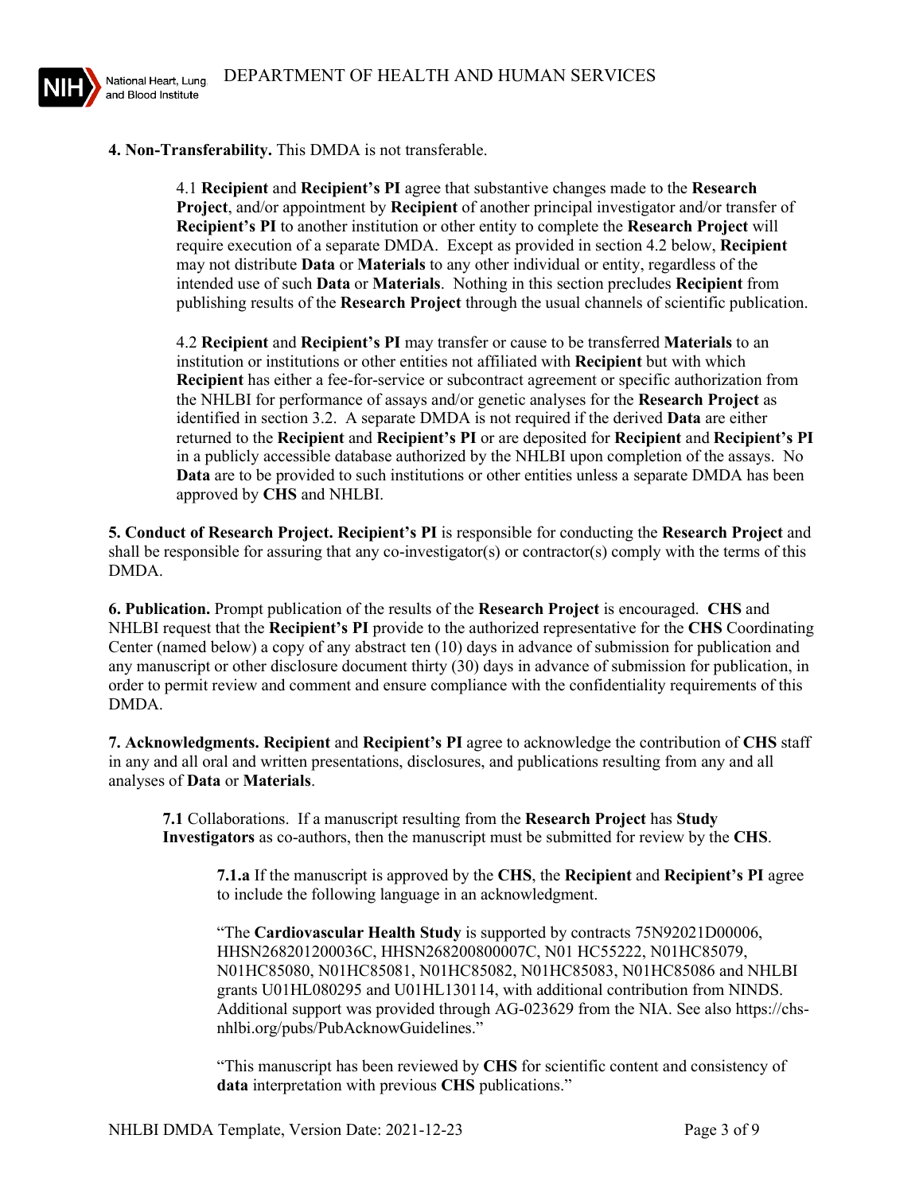**4. Non-Transferability.** This DMDA is not transferable.

> 4.1 **Recipient** and **Recipient's PI** agree that substantive changes made to the **Research Project**, and/or appointment by **Recipient** of another principal investigator and/or transfer of **Recipient's PI** to another institution or other entity to complete the **Research Project** will require execution of a separate DMDA. Except as provided in section 4.2 below, **Recipient** may not distribute **Data** or **Materials** to any other individual or entity, regardless of the intended use of such **Data** or **Materials**. Nothing in this section precludes **Recipient** from publishing results of the **Research Project** through the usual channels of scientific publication.
>
> 4.2 **Recipient** and **Recipient's PI** may transfer or cause to be transferred **Materials** to an institution or institutions or other entities not affiliated with **Recipient** but with which **Recipient** has either a fee-for-service or subcontract agreement or specific authorization from the NHLBI for performance of assays and/or genetic analyses for the **Research Project** as identified in section 3.2. A separate DMDA is not required if the derived **Data** are either returned to the **Recipient** and **Recipient's PI** or are deposited for **Recipient** and **Recipient's PI** in a publicly accessible database authorized by the NHLBI upon completion of the assays. No **Data** are to be provided to such institutions or other entities unless a separate DMDA has been approved by **CHS** and NHLBI.

**5. Conduct of Research Project. Recipient's PI** is responsible for conducting the **Research Project** and shall be responsible for assuring that any co-investigator(s) or contractor(s) comply with the terms of this DMDA.

**6. Publication.** Prompt publication of the results of the **Research Project** is encouraged. **CHS** and NHLBI request that the **Recipient's PI** provide to the authorized representative for the **CHS** Coordinating Center (named below) a copy of any abstract ten (10) days in advance of submission for publication and any manuscript or other disclosure document thirty (30) days in advance of submission for publication, in order to permit review and comment and ensure compliance with the confidentiality requirements of this DMDA.

**7. Acknowledgments. Recipient** and **Recipient's PI** agree to acknowledge the contribution of **CHS** staff in any and all oral and written presentations, disclosures, and publications resulting from any and all analyses of **Data** or **Materials**.

> **7.1** Collaborations. If a manuscript resulting from the **Research Project** has **Study Investigators** as co-authors, then the manuscript must be submitted for review by the **CHS**.
>
> > **7.1.a** If the manuscript is approved by the **CHS**, the **Recipient** and **Recipient's PI** agree to include the following language in an acknowledgment.
> >
> > "The **Cardiovascular Health Study** is supported by contracts 75N92021D00006, HHSN268201200036C, HHSN268200800007C, N01 HC55222, N01HC85079, N01HC85080, N01HC85081, N01HC85082, N01HC85083, N01HC85086 and NHLBI grants U01HL080295 and U01HL130114, with additional contribution from NINDS. Additional support was provided through AG-023629 from the NIA. See also https://chs-nhlbi.org/pubs/PubAcknowGuidelines."
> >
> > "This manuscript has been reviewed by **CHS** for scientific content and consistency of **data** interpretation with previous **CHS** publications."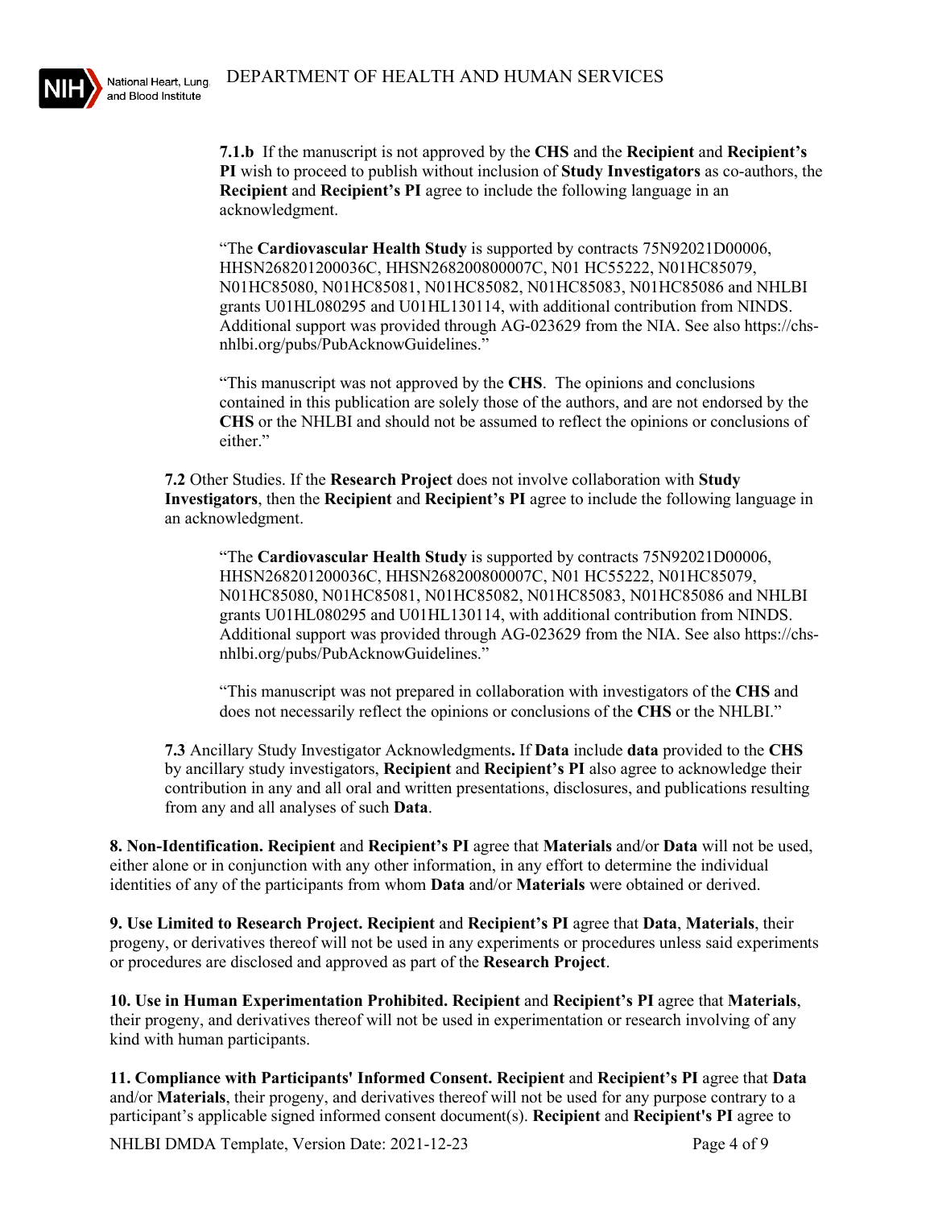**7.1.b** If the manuscript is not approved by the **CHS** and the **Recipient** and **Recipient's PI** wish to proceed to publish without inclusion of **Study Investigators** as co-authors, the **Recipient** and **Recipient's PI** agree to include the following language in an acknowledgment.

"The **Cardiovascular Health Study** is supported by contracts 75N92021D00006, HHSN268201200036C, HHSN268200800007C, N01 HC55222, N01HC85079, N01HC85080, N01HC85081, N01HC85082, N01HC85083, N01HC85086 and NHLBI grants U01HL080295 and U01HL130114, with additional contribution from NINDS. Additional support was provided through AG-023629 from the NIA. See also https://chs-nhlbi.org/pubs/PubAcknowGuidelines."

"This manuscript was not approved by the **CHS**. The opinions and conclusions contained in this publication are solely those of the authors, and are not endorsed by the **CHS** or the NHLBI and should not be assumed to reflect the opinions or conclusions of either."

**7.2** Other Studies. If the **Research Project** does not involve collaboration with **Study Investigators**, then the **Recipient** and **Recipient's PI** agree to include the following language in an acknowledgment.

"The **Cardiovascular Health Study** is supported by contracts 75N92021D00006, HHSN268201200036C, HHSN268200800007C, N01 HC55222, N01HC85079, N01HC85080, N01HC85081, N01HC85082, N01HC85083, N01HC85086 and NHLBI grants U01HL080295 and U01HL130114, with additional contribution from NINDS. Additional support was provided through AG-023629 from the NIA. See also https://chs-nhlbi.org/pubs/PubAcknowGuidelines."

"This manuscript was not prepared in collaboration with investigators of the **CHS** and does not necessarily reflect the opinions or conclusions of the **CHS** or the NHLBI."

**7.3** Ancillary Study Investigator Acknowledgments**.** If **Data** include **data** provided to the **CHS** by ancillary study investigators, **Recipient** and **Recipient's PI** also agree to acknowledge their contribution in any and all oral and written presentations, disclosures, and publications resulting from any and all analyses of such **Data**.

**8. Non-Identification. Recipient** and **Recipient's PI** agree that **Materials** and/or **Data** will not be used, either alone or in conjunction with any other information, in any effort to determine the individual identities of any of the participants from whom **Data** and/or **Materials** were obtained or derived.

**9. Use Limited to Research Project. Recipient** and **Recipient's PI** agree that **Data**, **Materials**, their progeny, or derivatives thereof will not be used in any experiments or procedures unless said experiments or procedures are disclosed and approved as part of the **Research Project**.

**10. Use in Human Experimentation Prohibited. Recipient** and **Recipient's PI** agree that **Materials**, their progeny, and derivatives thereof will not be used in experimentation or research involving of any kind with human participants.

**11. Compliance with Participants' Informed Consent. Recipient** and **Recipient's PI** agree that **Data** and/or **Materials**, their progeny, and derivatives thereof will not be used for any purpose contrary to a participant's applicable signed informed consent document(s). **Recipient** and **Recipient's PI** agree to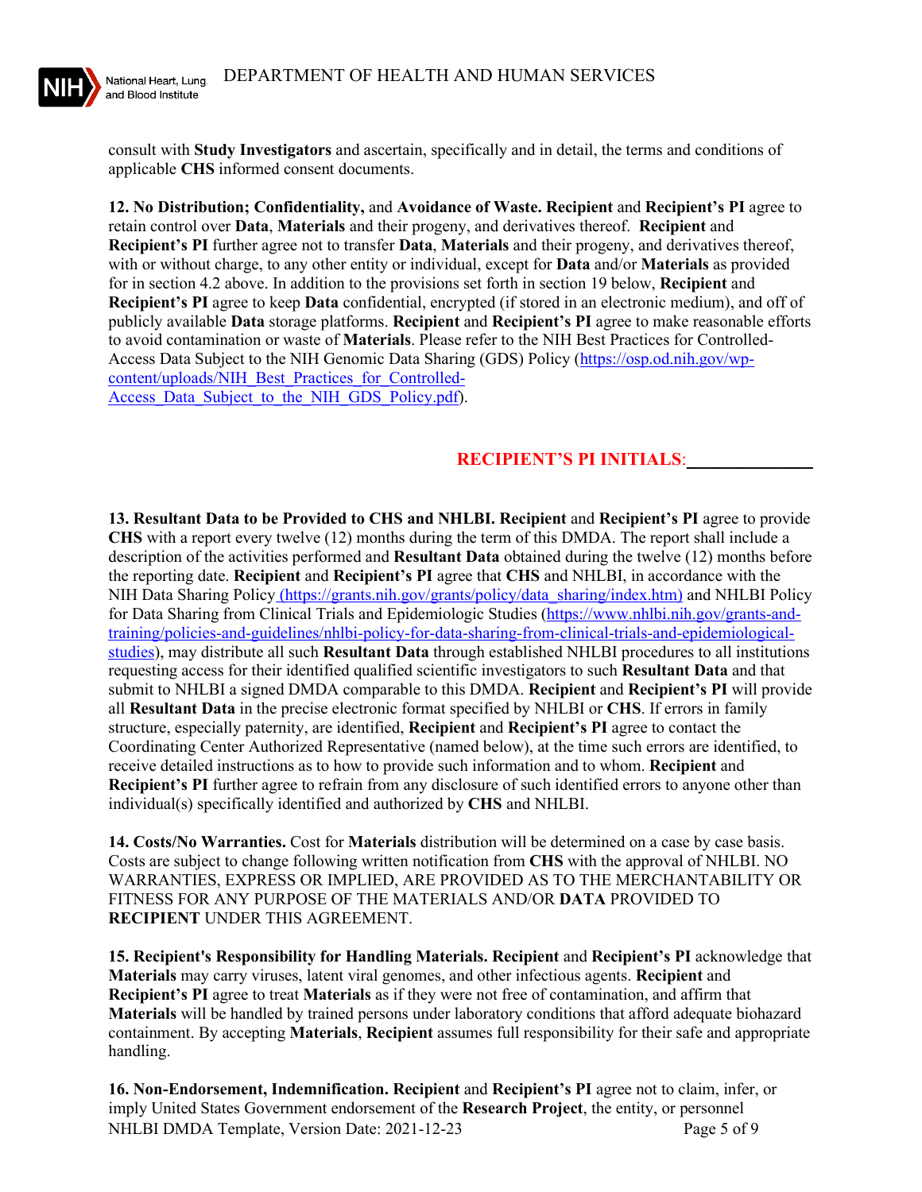consult with **Study Investigators** and ascertain, specifically and in detail, the terms and conditions of applicable **CHS** informed consent documents.

**12. No Distribution; Confidentiality,** and **Avoidance of Waste. Recipient** and **Recipient's PI** agree to retain control over **Data**, **Materials** and their progeny, and derivatives thereof. **Recipient** and **Recipient's PI** further agree not to transfer **Data**, **Materials** and their progeny, and derivatives thereof, with or without charge, to any other entity or individual, except for **Data** and/or **Materials** as provided for in section 4.2 above. In addition to the provisions set forth in section 19 below, **Recipient** and **Recipient's PI** agree to keep **Data** confidential, encrypted (if stored in an electronic medium), and off of publicly available **Data** storage platforms. **Recipient** and **Recipient's PI** agree to make reasonable efforts to avoid contamination or waste of **Materials**. Please refer to the NIH Best Practices for Controlled-Access Data Subject to the NIH Genomic Data Sharing (GDS) Policy (https://osp.od.nih.gov/wp-content/uploads/NIH_Best_Practices_for_Controlled-Access_Data_Subject_to_the_NIH_GDS_Policy.pdf).

**RECIPIENT'S PI INITIALS**:______________

**13. Resultant Data to be Provided to CHS and NHLBI. Recipient** and **Recipient's PI** agree to provide **CHS** with a report every twelve (12) months during the term of this DMDA. The report shall include a description of the activities performed and **Resultant Data** obtained during the twelve (12) months before the reporting date. **Recipient** and **Recipient's PI** agree that **CHS** and NHLBI, in accordance with the NIH Data Sharing Policy (https://grants.nih.gov/grants/policy/data_sharing/index.htm) and NHLBI Policy for Data Sharing from Clinical Trials and Epidemiologic Studies (https://www.nhlbi.nih.gov/grants-and-training/policies-and-guidelines/nhlbi-policy-for-data-sharing-from-clinical-trials-and-epidemiological-studies), may distribute all such **Resultant Data** through established NHLBI procedures to all institutions requesting access for their identified qualified scientific investigators to such **Resultant Data** and that submit to NHLBI a signed DMDA comparable to this DMDA. **Recipient** and **Recipient's PI** will provide all **Resultant Data** in the precise electronic format specified by NHLBI or **CHS**. If errors in family structure, especially paternity, are identified, **Recipient** and **Recipient's PI** agree to contact the Coordinating Center Authorized Representative (named below), at the time such errors are identified, to receive detailed instructions as to how to provide such information and to whom. **Recipient** and **Recipient's PI** further agree to refrain from any disclosure of such identified errors to anyone other than individual(s) specifically identified and authorized by **CHS** and NHLBI.

**14. Costs/No Warranties.** Cost for **Materials** distribution will be determined on a case by case basis. Costs are subject to change following written notification from **CHS** with the approval of NHLBI. NO WARRANTIES, EXPRESS OR IMPLIED, ARE PROVIDED AS TO THE MERCHANTABILITY OR FITNESS FOR ANY PURPOSE OF THE MATERIALS AND/OR **DATA** PROVIDED TO **RECIPIENT** UNDER THIS AGREEMENT.

**15. Recipient's Responsibility for Handling Materials. Recipient** and **Recipient's PI** acknowledge that **Materials** may carry viruses, latent viral genomes, and other infectious agents. **Recipient** and **Recipient's PI** agree to treat **Materials** as if they were not free of contamination, and affirm that **Materials** will be handled by trained persons under laboratory conditions that afford adequate biohazard containment. By accepting **Materials**, **Recipient** assumes full responsibility for their safe and appropriate handling.

**16. Non-Endorsement, Indemnification. Recipient** and **Recipient's PI** agree not to claim, infer, or imply United States Government endorsement of the **Research Project**, the entity, or personnel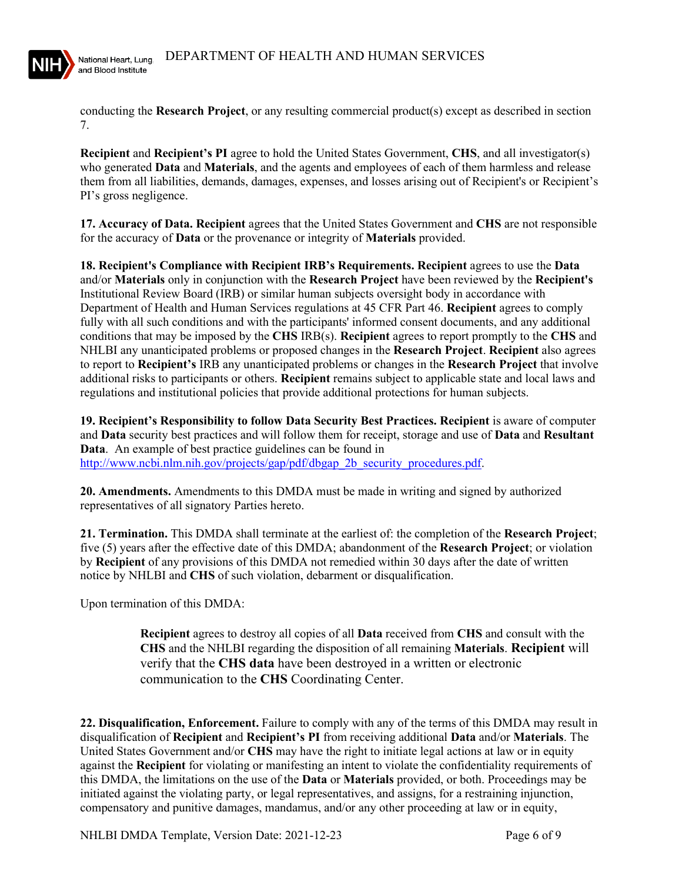conducting the **Research Project**, or any resulting commercial product(s) except as described in section 7.

**Recipient** and **Recipient's PI** agree to hold the United States Government, **CHS**, and all investigator(s) who generated **Data** and **Materials**, and the agents and employees of each of them harmless and release them from all liabilities, demands, damages, expenses, and losses arising out of Recipient's or Recipient's PI's gross negligence.

**17. Accuracy of Data. Recipient** agrees that the United States Government and **CHS** are not responsible for the accuracy of **Data** or the provenance or integrity of **Materials** provided.

**18. Recipient's Compliance with Recipient IRB's Requirements. Recipient** agrees to use the **Data** and/or **Materials** only in conjunction with the **Research Project** have been reviewed by the **Recipient's** Institutional Review Board (IRB) or similar human subjects oversight body in accordance with Department of Health and Human Services regulations at 45 CFR Part 46. **Recipient** agrees to comply fully with all such conditions and with the participants' informed consent documents, and any additional conditions that may be imposed by the **CHS** IRB(s). **Recipient** agrees to report promptly to the **CHS** and NHLBI any unanticipated problems or proposed changes in the **Research Project**. **Recipient** also agrees to report to **Recipient's** IRB any unanticipated problems or changes in the **Research Project** that involve additional risks to participants or others. **Recipient** remains subject to applicable state and local laws and regulations and institutional policies that provide additional protections for human subjects.

**19. Recipient's Responsibility to follow Data Security Best Practices. Recipient** is aware of computer and **Data** security best practices and will follow them for receipt, storage and use of **Data** and **Resultant Data**. An example of best practice guidelines can be found in [http://www.ncbi.nlm.nih.gov/projects/gap/pdf/dbgap_2b_security_procedures.pdf](http://www.ncbi.nlm.nih.gov/projects/gap/pdf/dbgap_2b_security_procedures.pdf).

**20. Amendments.** Amendments to this DMDA must be made in writing and signed by authorized representatives of all signatory Parties hereto.

**21. Termination.** This DMDA shall terminate at the earliest of: the completion of the **Research Project**; five (5) years after the effective date of this DMDA; abandonment of the **Research Project**; or violation by **Recipient** of any provisions of this DMDA not remedied within 30 days after the date of written notice by NHLBI and **CHS** of such violation, debarment or disqualification.

Upon termination of this DMDA:

> **Recipient** agrees to destroy all copies of all **Data** received from **CHS** and consult with the **CHS** and the NHLBI regarding the disposition of all remaining **Materials**. **Recipient** will verify that the **CHS data** have been destroyed in a written or electronic communication to the **CHS** Coordinating Center.

**22. Disqualification, Enforcement.** Failure to comply with any of the terms of this DMDA may result in disqualification of **Recipient** and **Recipient's PI** from receiving additional **Data** and/or **Materials**. The United States Government and/or **CHS** may have the right to initiate legal actions at law or in equity against the **Recipient** for violating or manifesting an intent to violate the confidentiality requirements of this DMDA, the limitations on the use of the **Data** or **Materials** provided, or both. Proceedings may be initiated against the violating party, or legal representatives, and assigns, for a restraining injunction, compensatory and punitive damages, mandamus, and/or any other proceeding at law or in equity,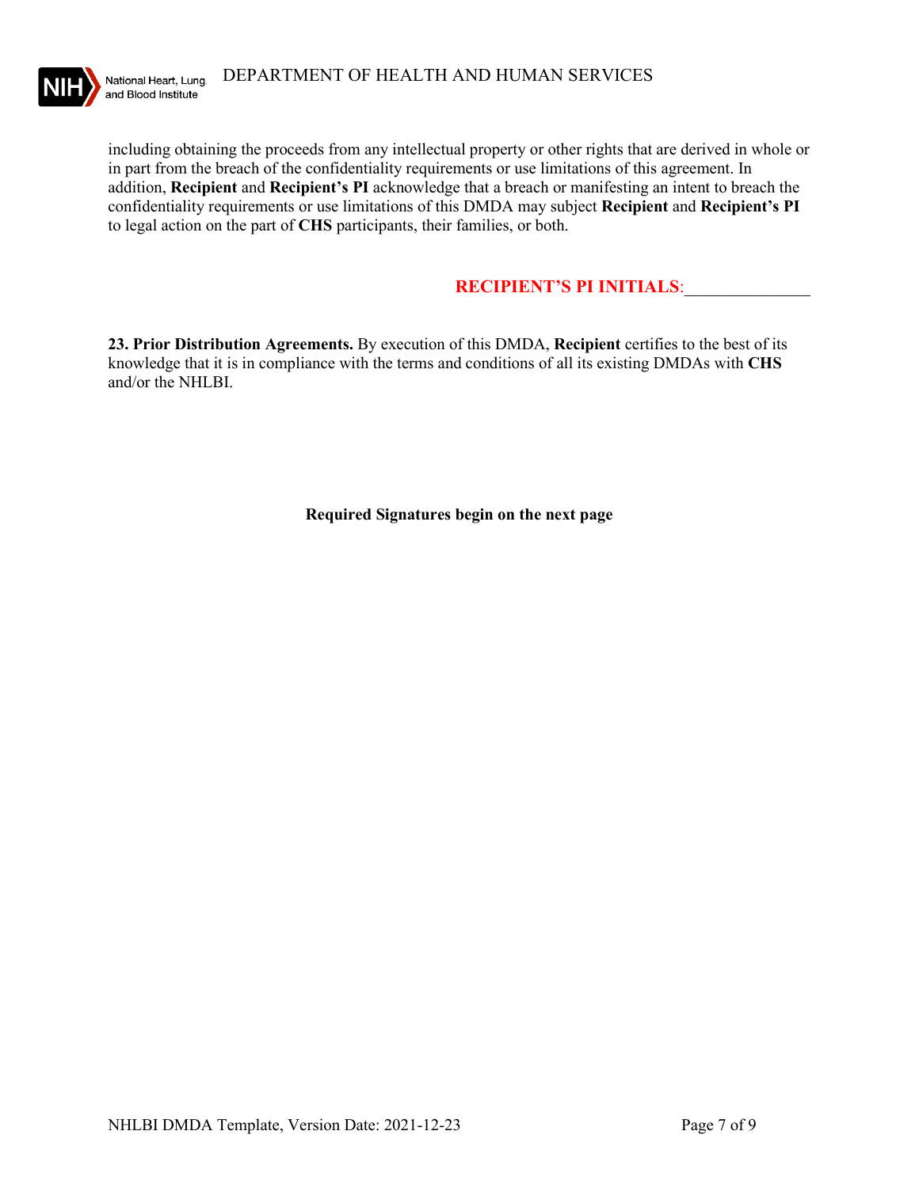including obtaining the proceeds from any intellectual property or other rights that are derived in whole or in part from the breach of the confidentiality requirements or use limitations of this agreement. In addition, **Recipient** and **Recipient's PI** acknowledge that a breach or manifesting an intent to breach the confidentiality requirements or use limitations of this DMDA may subject **Recipient** and **Recipient's PI** to legal action on the part of **CHS** participants, their families, or both.

**RECIPIENT'S PI INITIALS**:______________

**23. Prior Distribution Agreements.** By execution of this DMDA, **Recipient** certifies to the best of its knowledge that it is in compliance with the terms and conditions of all its existing DMDAs with **CHS** and/or the NHLBI.

**Required Signatures begin on the next page**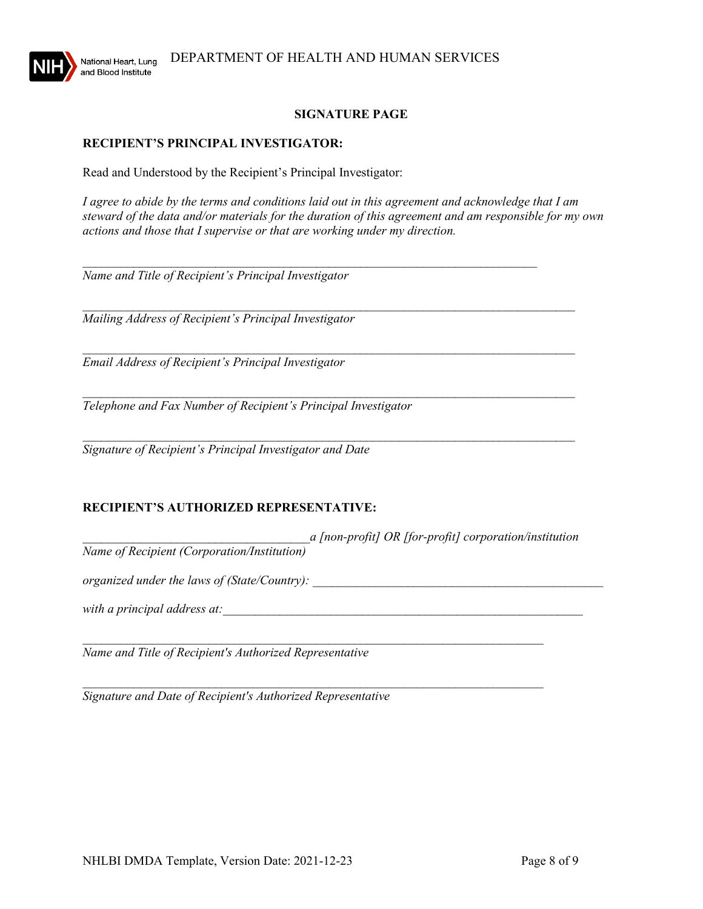## SIGNATURE PAGE

**RECIPIENT'S PRINCIPAL INVESTIGATOR:**

Read and Understood by the Recipient's Principal Investigator:

*I agree to abide by the terms and conditions laid out in this agreement and acknowledge that I am steward of the data and/or materials for the duration of this agreement and am responsible for my own actions and those that I supervise or that are working under my direction.*

\_\_\_\_\_\_\_\_\_\_\_\_\_\_\_\_\_\_\_\_\_\_\_\_\_\_\_\_\_\_\_\_\_\_\_\_\_\_\_\_\_\_\_\_\_\_\_\_\_\_\_\_\_\_\_\_\_\_\_\_\_\_\_\_\_\_\_\_\_\_\_\_
*Name and Title of Recipient's Principal Investigator*

\_\_\_\_\_\_\_\_\_\_\_\_\_\_\_\_\_\_\_\_\_\_\_\_\_\_\_\_\_\_\_\_\_\_\_\_\_\_\_\_\_\_\_\_\_\_\_\_\_\_\_\_\_\_\_\_\_\_\_\_\_\_\_\_\_\_\_\_\_\_\_\_
*Mailing Address of Recipient's Principal Investigator*

\_\_\_\_\_\_\_\_\_\_\_\_\_\_\_\_\_\_\_\_\_\_\_\_\_\_\_\_\_\_\_\_\_\_\_\_\_\_\_\_\_\_\_\_\_\_\_\_\_\_\_\_\_\_\_\_\_\_\_\_\_\_\_\_\_\_\_\_\_\_\_\_
*Email Address of Recipient's Principal Investigator*

\_\_\_\_\_\_\_\_\_\_\_\_\_\_\_\_\_\_\_\_\_\_\_\_\_\_\_\_\_\_\_\_\_\_\_\_\_\_\_\_\_\_\_\_\_\_\_\_\_\_\_\_\_\_\_\_\_\_\_\_\_\_\_\_\_\_\_\_\_\_\_\_
*Telephone and Fax Number of Recipient's Principal Investigator*

\_\_\_\_\_\_\_\_\_\_\_\_\_\_\_\_\_\_\_\_\_\_\_\_\_\_\_\_\_\_\_\_\_\_\_\_\_\_\_\_\_\_\_\_\_\_\_\_\_\_\_\_\_\_\_\_\_\_\_\_\_\_\_\_\_\_\_\_\_\_\_\_
*Signature of Recipient's Principal Investigator and Date*

**RECIPIENT'S AUTHORIZED REPRESENTATIVE:**

\_\_\_\_\_\_\_\_\_\_\_\_\_\_\_\_\_\_\_\_\_\_\_\_\_\_\_\_\_\_\_\_\_\_\_\_ *a [non-profit] OR [for-profit] corporation/institution*
*Name of Recipient (Corporation/Institution)*

*organized under the laws of (State/Country):* \_\_\_\_\_\_\_\_\_\_\_\_\_\_\_\_\_\_\_\_\_\_\_\_\_\_\_\_\_\_\_\_\_\_\_\_\_\_\_\_\_\_\_\_

*with a principal address at:* \_\_\_\_\_\_\_\_\_\_\_\_\_\_\_\_\_\_\_\_\_\_\_\_\_\_\_\_\_\_\_\_\_\_\_\_\_\_\_\_\_\_\_\_\_\_\_\_\_\_\_\_\_\_\_

\_\_\_\_\_\_\_\_\_\_\_\_\_\_\_\_\_\_\_\_\_\_\_\_\_\_\_\_\_\_\_\_\_\_\_\_\_\_\_\_\_\_\_\_\_\_\_\_\_\_\_\_\_\_\_\_\_\_\_\_\_\_\_\_\_\_\_\_\_\_\_\_
*Name and Title of Recipient's Authorized Representative*

\_\_\_\_\_\_\_\_\_\_\_\_\_\_\_\_\_\_\_\_\_\_\_\_\_\_\_\_\_\_\_\_\_\_\_\_\_\_\_\_\_\_\_\_\_\_\_\_\_\_\_\_\_\_\_\_\_\_\_\_\_\_\_\_\_\_\_\_\_\_\_\_
*Signature and Date of Recipient's Authorized Representative*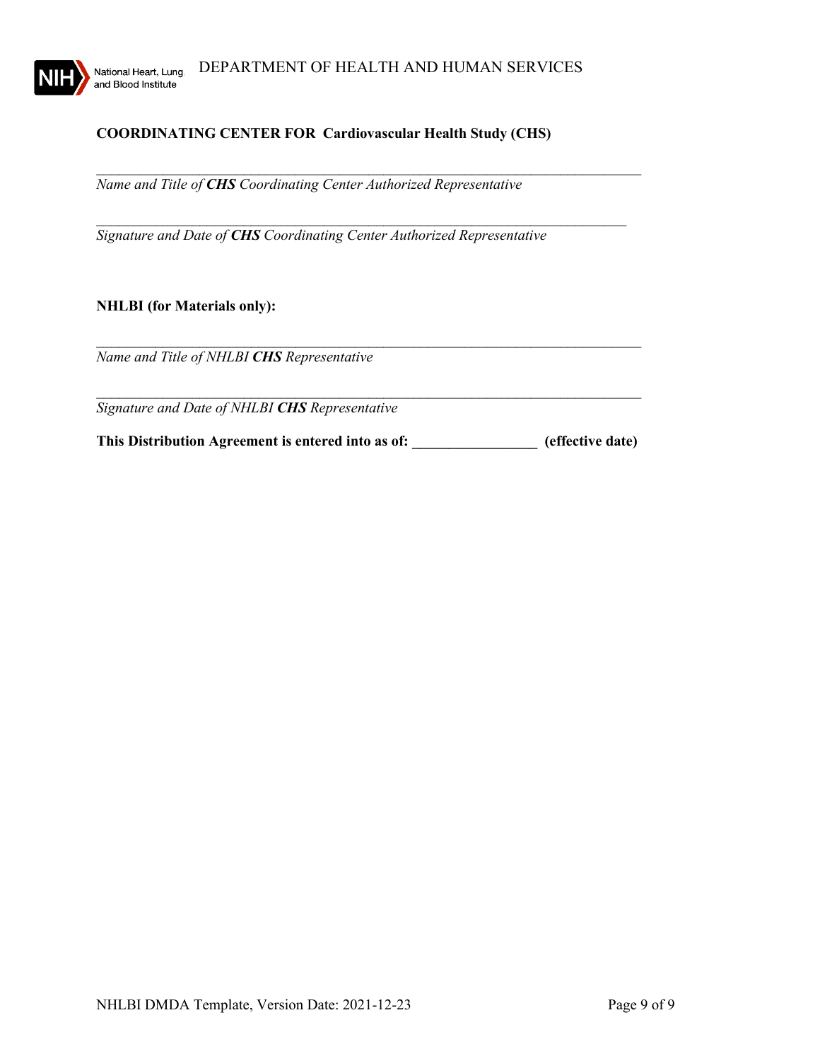**COORDINATING CENTER FOR Cardiovascular Health Study (CHS)**

___________________________________________________________________________

*Name and Title of* ***CHS*** *Coordinating Center Authorized Representative*

___________________________________________________________________________

*Signature and Date of* ***CHS*** *Coordinating Center Authorized Representative*

**NHLBI (for Materials only):**

___________________________________________________________________________

*Name and Title of NHLBI* ***CHS*** *Representative*

___________________________________________________________________________

*Signature and Date of NHLBI* ***CHS*** *Representative*

**This Distribution Agreement is entered into as of: _________________ (effective date)**